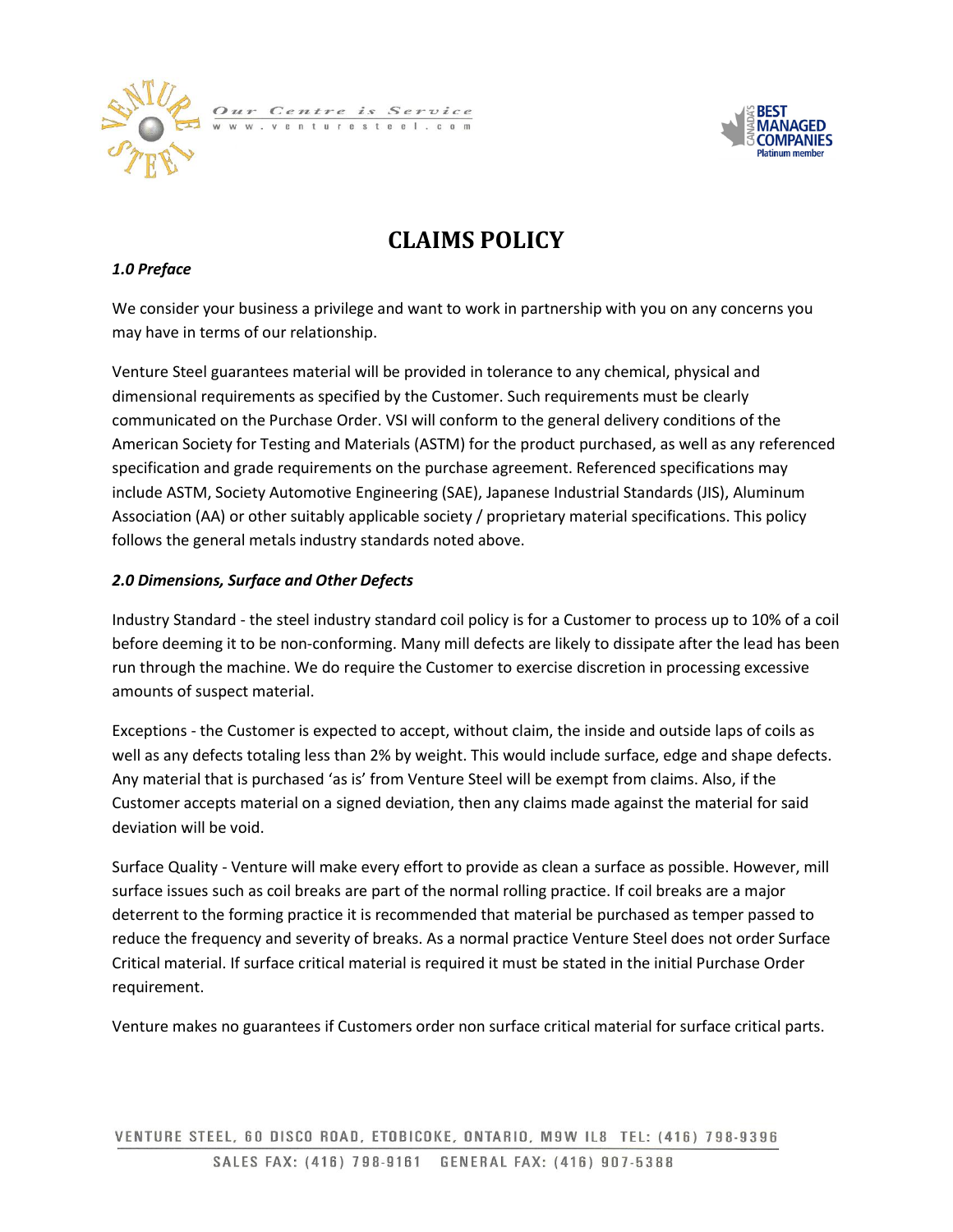# CLAIMS POLICY

### *1.0 Preface*

We consider your business a privilege and want to work in partnership with you on any concerns you may have in terms of our relationship.

Venture Steel guarantees material will be provided in tolerance to any chemical, physical and dimensional requirements as specified by the Customer. Such requirements must be clearly communicated on the Purchase Order. VSI will conform to the general delivery conditions of the American Society for Testing and Materials (ASTM) for the product purchased, as well as any referenced specification and grade requirements on the purchase agreement. Referenced specifications may include ASTM, Society Automotive Engineering (SAE), Japanese Industrial Standards (JIS), Aluminum Association (AA) or other suitably applicable society / proprietary material specifications. This policy follows the general metals industry standards noted above.

### *2.0 Dimensions, Surface and Other Defects*

Industry Standard - the steel industry standard coil policy is for a Customer to process up to 10% of a coil before deeming it to be non-conforming. Many mill defects are likely to dissipate after the lead has been run through the machine. We do require the Customer to exercise discretion in processing excessive amounts of suspect material.

Exceptions - the Customer is expected to accept, without claim, the inside and outside laps of coils as well as any defects totaling less than 2% by weight. This would include surface, edge and shape defects. Any material that is purchased 'as is' from Venture Steel will be exempt from claims. Also, if the Customer accepts material on a signed deviation, then any claims made against the material for said deviation will be void.

Surface Quality - Venture will make every effort to provide as clean a surface as possible. However, mill surface issues such as coil breaks are part of the normal rolling practice. If coil breaks are a major deterrent to the forming practice it is recommended that material be purchased as temper passed to reduce the frequency and severity of breaks. As a normal practice Venture Steel does not order Surface Critical material. If surface critical material is required it must be stated in the initial Purchase Order requirement.

Venture makes no guarantees if Customers order non surface critical material for surface critical parts.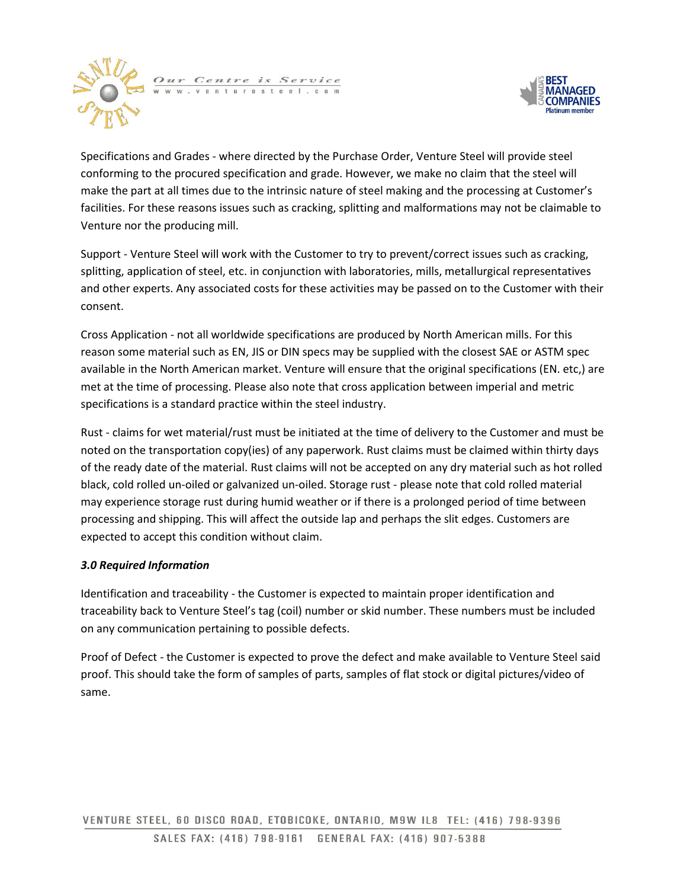Specifications and Grades - where directed by the Purchase Order, Venture Steel will provide steel conforming to the procured specification and grade. However, we make no claim that the steel will make the part at all times due to the intrinsic nature of steel making and the processing at Customer's facilities. For these reasons issues such as cracking, splitting and malformations may not be claimable to Venture nor the producing mill.

Support - Venture Steel will work with the Customer to try to prevent/correct issues such as cracking, splitting, application of steel, etc. in conjunction with laboratories, mills, metallurgical representatives and other experts. Any associated costs for these activities may be passed on to the Customer with their consent.

Cross Application - not all worldwide specifications are produced by North American mills. For this reason some material such as EN, JIS or DIN specs may be supplied with the closest SAE or ASTM spec available in the North American market. Venture will ensure that the original specifications (EN. etc,) are met at the time of processing. Please also note that cross application between imperial and metric specifications is a standard practice within the steel industry.

Rust - claims for wet material/rust must be initiated at the time of delivery to the Customer and must be noted on the transportation copy(ies) of any paperwork. Rust claims must be claimed within thirty days of the ready date of the material. Rust claims will not be accepted on any dry material such as hot rolled black, cold rolled un-oiled or galvanized un-oiled. Storage rust - please note that cold rolled material may experience storage rust during humid weather or if there is a prolonged period of time between processing and shipping. This will affect the outside lap and perhaps the slit edges. Customers are expected to accept this condition without claim.

### *3.0 Required Information*

Identification and traceability - the Customer is expected to maintain proper identification and traceability back to Venture Steel's tag (coil) number or skid number. These numbers must be included on any communication pertaining to possible defects.

Proof of Defect - the Customer is expected to prove the defect and make available to Venture Steel said proof. This should take the form of samples of parts, samples of flat stock or digital pictures/video of same.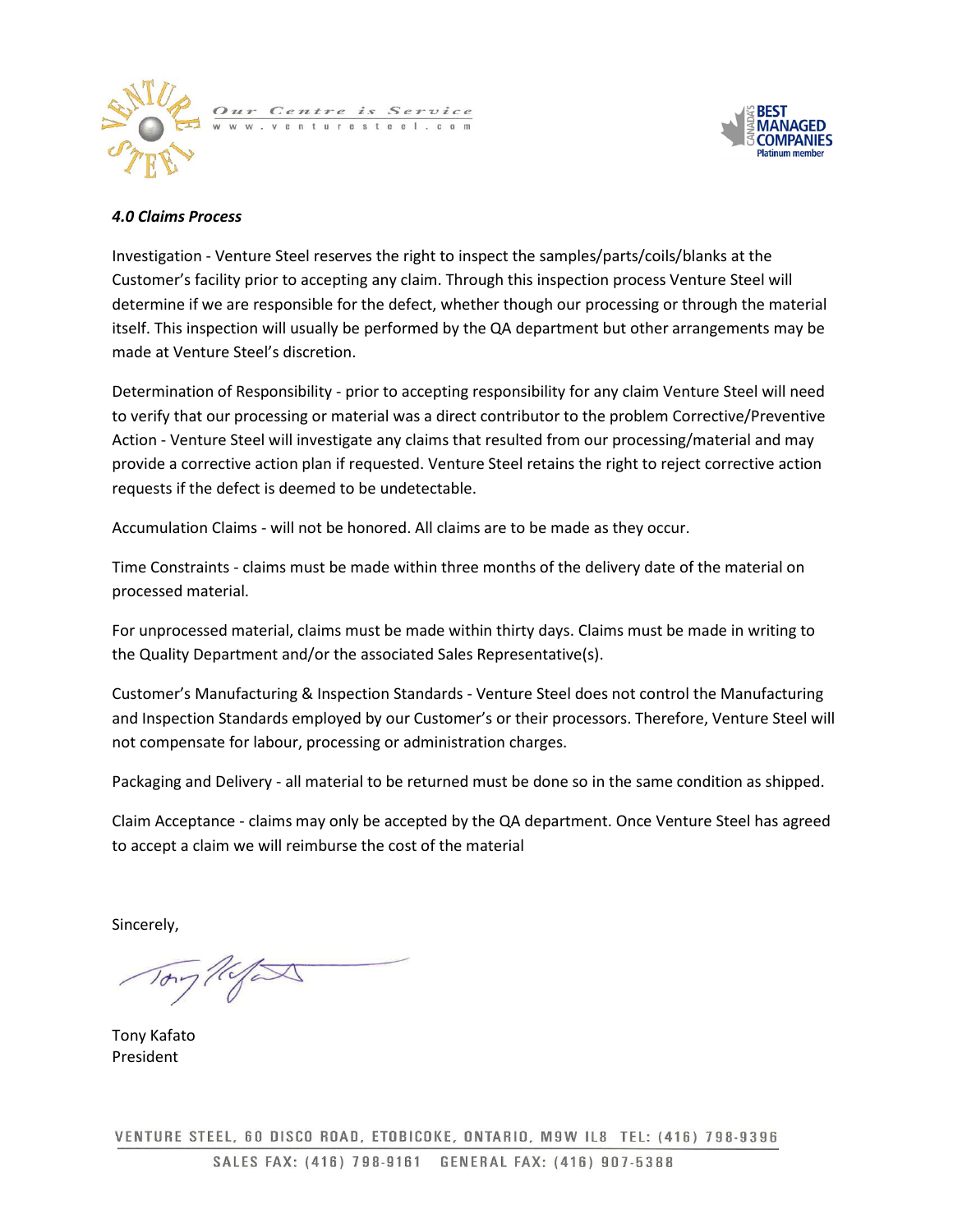### *4.0 Claims Process*

Investigation - Venture Steel reserves the right to inspect the samples/parts/coils/blanks at the Customer's facility prior to accepting any claim. Through this inspection process Venture Steel will determine if we are responsible for the defect, whether though our processing or through the material itself. This inspection will usually be performed by the QA department but other arrangements may be made at Venture Steel's discretion.

Determination of Responsibility - prior to accepting responsibility for any claim Venture Steel will need to verify that our processing or material was a direct contributor to the problem Corrective/Preventive Action - Venture Steel will investigate any claims that resulted from our processing/material and may provide a corrective action plan if requested. Venture Steel retains the right to reject corrective action requests if the defect is deemed to be undetectable.

Accumulation Claims - will not be honored. All claims are to be made as they occur.

Time Constraints - claims must be made within three months of the delivery date of the material on processed material.

For unprocessed material, claims must be made within thirty days. Claims must be made in writing to the Quality Department and/or the associated Sales Representative(s).

Customer's Manufacturing & Inspection Standards - Venture Steel does not control the Manufacturing and Inspection Standards employed by our Customer's or their processors. Therefore, Venture Steel will not compensate for labour, processing or administration charges.

Packaging and Delivery - all material to be returned must be done so in the same condition as shipped.

Claim Acceptance - claims may only be accepted by the QA department. Once Venture Steel has agreed to accept a claim we will reimburse the cost of the material

Sincerely,

Tony Kafato
President